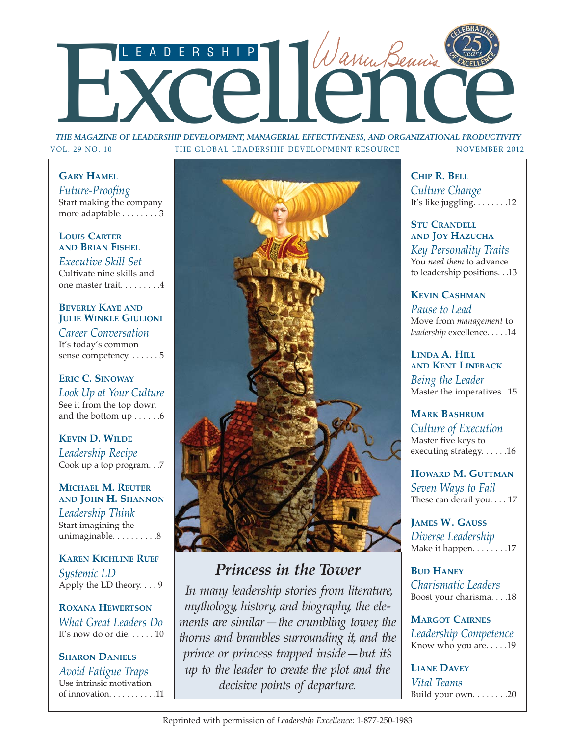# Leadership Excellence

Warren Bennis

Celebrating 25 years of Excellence

*THE MAGAZINE OF LEADERSHIP DEVELOPMENT, MANAGERIAL EFFECTIVENESS, AND ORGANIZATIONAL PRODUCTIVITY*

VOL. 29 NO. 10 — THE GLOBAL LEADERSHIP DEVELOPMENT RESOURCE — NOVEMBER 2012

**GARY HAMEL**
*Future-Proofing*
Start making the company more adaptable . . . . . . . . 3

**LOUIS CARTER AND BRIAN FISHEL**
*Executive Skill Set*
Cultivate nine skills and one master trait. . . . . . . . .4

**BEVERLY KAYE AND JULIE WINKLE GIULIONI**
*Career Conversation*
It's today's common sense competency. . . . . . . 5

**ERIC C. SINOWAY**
*Look Up at Your Culture*
See it from the top down and the bottom up . . . . . .6

**KEVIN D. WILDE**
*Leadership Recipe*
Cook up a top program. . .7

**MICHAEL M. REUTER AND JOHN H. SHANNON**
*Leadership Think*
Start imagining the unimaginable. . . . . . . . . .8

**KAREN KICHLINE RUEF**
*Systemic LD*
Apply the LD theory. . . . 9

**ROXANA HEWERTSON**
*What Great Leaders Do*
It's now do or die. . . . . . 10

**SHARON DANIELS**
*Avoid Fatigue Traps*
Use intrinsic motivation of innovation. . . . . . . . . . .11

## *Princess in the Tower*

*In many leadership stories from literature, mythology, history, and biography, the elements are similar—the crumbling tower, the thorns and brambles surrounding it, and the prince or princess trapped inside—but it's up to the leader to create the plot and the decisive points of departure.*

**CHIP R. BELL**
*Culture Change*
It's like juggling. . . . . . . .12

**STU CRANDELL AND JOY HAZUCHA**
*Key Personality Traits*
You *need them* to advance to leadership positions. . .13

**KEVIN CASHMAN**
*Pause to Lead*
Move from *management* to *leadership* excellence. . . . .14

**LINDA A. HILL AND KENT LINEBACK**
*Being the Leader*
Master the imperatives. .15

**MARK BASHRUM**
*Culture of Execution*
Master five keys to executing strategy. . . . . .16

**HOWARD M. GUTTMAN**
*Seven Ways to Fail*
These can derail you. . . . 17

**JAMES W. GAUSS**
*Diverse Leadership*
Make it happen. . . . . . . .17

**BUD HANEY**
*Charismatic Leaders*
Boost your charisma. . . .18

**MARGOT CAIRNES**
*Leadership Competence*
Know who you are. . . . .19

**LIANE DAVEY**
*Vital Teams*
Build your own. . . . . . . .20

Reprinted with permission of *Leadership Excellence*: 1-877-250-1983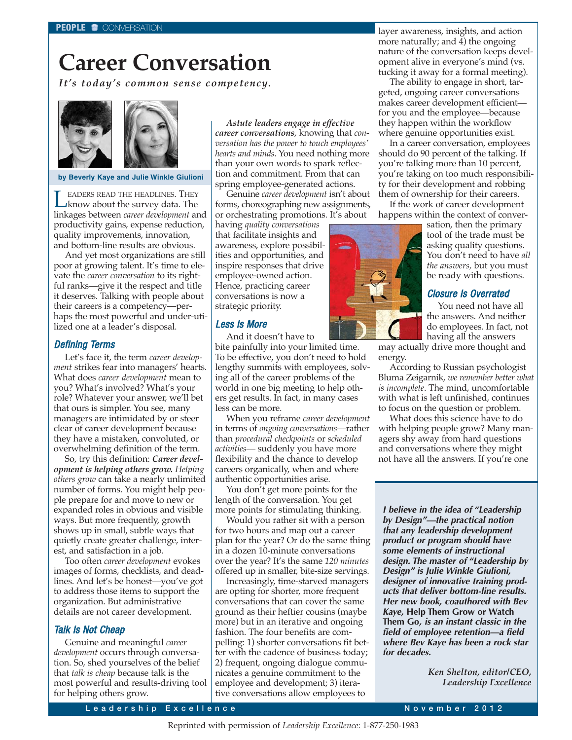# Career Conversation

***It's today's common sense competency.***

**by Beverly Kaye and Julie Winkle Giulioni**

LEADERS READ THE HEADLINES. THEY know about the survey data. The linkages between *career development* and productivity gains, expense reduction, quality improvements, innovation, and bottom-line results are obvious.

And yet most organizations are still poor at growing talent. It's time to elevate the *career conversation* to its rightful ranks—give it the respect and title it deserves. Talking with people about their careers is a competency—perhaps the most powerful and under-utilized one at a leader's disposal.

## Defining Terms

Let's face it, the term *career development* strikes fear into managers' hearts. What does *career development* mean to you? What's involved? What's your role? Whatever your answer, we'll bet that ours is simpler. You see, many managers are intimidated by or steer clear of career development because they have a mistaken, convoluted, or overwhelming definition of the term.

So, try this definition: ***Career development is helping others grow.*** *Helping others grow* can take a nearly unlimited number of forms. You might help people prepare for and move to new or expanded roles in obvious and visible ways. But more frequently, growth shows up in small, subtle ways that quietly create greater challenge, interest, and satisfaction in a job.

Too often *career development* evokes images of forms, checklists, and deadlines. And let's be honest—you've got to address those items to support the organization. But administrative details are not career development.

## Talk Is Not Cheap

Genuine and meaningful *career development* occurs through conversation. So, shed yourselves of the belief that *talk is cheap* because talk is the most powerful and results-driving tool for helping others grow.

***Astute leaders engage in effective career conversations***, knowing that *conversation has the power to touch employees' hearts and minds*. You need nothing more than your own words to spark reflection and commitment. From that can spring employee-generated actions.

Genuine *career development* isn't about forms, choreographing new assignments, or orchestrating promotions. It's about having *quality conversations* that facilitate insights and awareness, explore possibilities and opportunities, and inspire responses that drive employee-owned action. Hence, practicing career conversations is now a strategic priority.

## Less Is More

And it doesn't have to bite painfully into your limited time. To be effective, you don't need to hold lengthy summits with employees, solving all of the career problems of the world in one big meeting to help others get results. In fact, in many cases less can be more.

When you reframe *career development* in terms of *ongoing conversations*—rather than *procedural checkpoints* or *scheduled activities*— suddenly you have more flexibility and the chance to develop careers organically, when and where authentic opportunities arise.

You don't get more points for the length of the conversation. You get more points for stimulating thinking.

Would you rather sit with a person for two hours and map out a career plan for the year? Or do the same thing in a dozen 10-minute conversations over the year? It's the same *120 minutes* offered up in smaller, bite-size servings.

Increasingly, time-starved managers are opting for shorter, more frequent conversations that can cover the same ground as their heftier cousins (maybe more) but in an iterative and ongoing fashion. The four benefits are compelling: 1) shorter conversations fit better with the cadence of business today; 2) frequent, ongoing dialogue communicates a genuine commitment to the employee and development; 3) iterative conversations allow employees to layer awareness, insights, and action more naturally; and 4) the ongoing nature of the conversation keeps development alive in everyone's mind (vs. tucking it away for a formal meeting).

The ability to engage in short, targeted, ongoing career conversations makes career development efficient—for you and the employee—because they happen within the workflow where genuine opportunities exist.

In a career conversation, employees should do 90 percent of the talking. If you're talking more than 10 percent, you're taking on too much responsibility for their development and robbing them of ownership for their careers.

If the work of career development happens within the context of conversation, then the primary tool of the trade must be asking quality questions. You don't need to have *all the answers,* but you must be ready with questions.

## Closure Is Overrated

You need not have all the answers. And neither do employees. In fact, not having all the answers may actually drive more thought and energy.

According to Russian psychologist Bluma Zeigarnik, *we remember better what is incomplete*. The mind, uncomfortable with what is left unfinished, continues to focus on the question or problem.

What does this science have to do with helping people grow? Many managers shy away from hard questions and conversations where they might not have all the answers. If you're one

---

***I believe in the idea of "Leadership by Design"—the practical notion that any leadership development product or program should have some elements of instructional design. The master of "Leadership by Design" is Julie Winkle Giulioni, designer of innovative training products that deliver bottom-line results. Her new book, coauthored with Bev Kaye,*** **Help Them Grow or Watch Them Go,** ***is an instant classic in the field of employee retention—a field where Bev Kaye has been a rock star for decades.***

*Ken Shelton, editor/CEO, Leadership Excellence*

Reprinted with permission of *Leadership Excellence*: 1-877-250-1983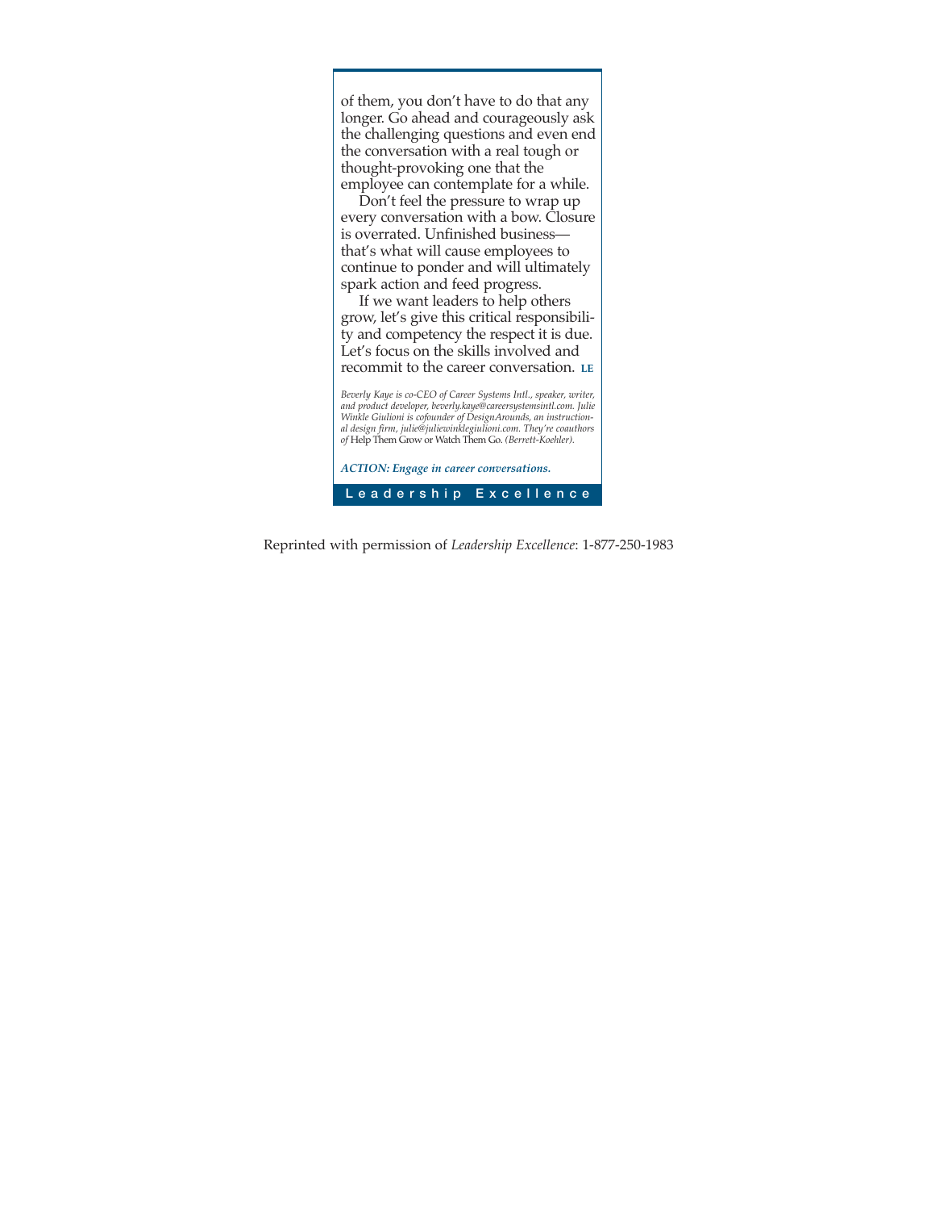of them, you don't have to do that any longer. Go ahead and courageously ask the challenging questions and even end the conversation with a real tough or thought-provoking one that the employee can contemplate for a while.

Don't feel the pressure to wrap up every conversation with a bow. Closure is overrated. Unfinished business—that's what will cause employees to continue to ponder and will ultimately spark action and feed progress.

If we want leaders to help others grow, let's give this critical responsibility and competency the respect it is due. Let's focus on the skills involved and recommit to the career conversation. **LE**

*Beverly Kaye is co-CEO of Career Systems Intl., speaker, writer, and product developer, beverly.kaye@careersystemsintl.com. Julie Winkle Giulioni is cofounder of DesignArounds, an instructional design firm, julie@juliewinklegiulioni.com. They're coauthors of* Help Them Grow or Watch Them Go. *(Berrett-Koehler).*

***ACTION: Engage in career conversations.***

Leadership Excellence

Reprinted with permission of *Leadership Excellence*: 1-877-250-1983